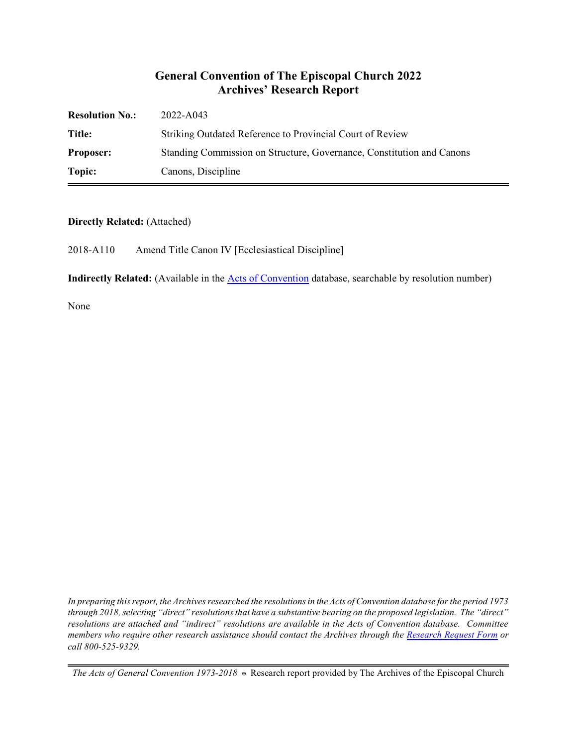# General Convention of The Episcopal Church 2022
## Archives' Research Report

| | |
|---|---|
| **Resolution No.:** | 2022-A043 |
| **Title:** | Striking Outdated Reference to Provincial Court of Review |
| **Proposer:** | Standing Commission on Structure, Governance, Constitution and Canons |
| **Topic:** | Canons, Discipline |

**Directly Related:** (Attached)

2018-A110 Amend Title Canon IV [Ecclesiastical Discipline]

**Indirectly Related:** (Available in the Acts of Convention database, searchable by resolution number)

None

*In preparing this report, the Archives researched the resolutions in the Acts of Convention database for the period 1973 through 2018, selecting "direct" resolutions that have a substantive bearing on the proposed legislation. The "direct" resolutions are attached and "indirect" resolutions are available in the Acts of Convention database. Committee members who require other research assistance should contact the Archives through the Research Request Form or call 800-525-9329.*

*The Acts of General Convention 1973-2018* ✠ Research report provided by The Archives of the Episcopal Church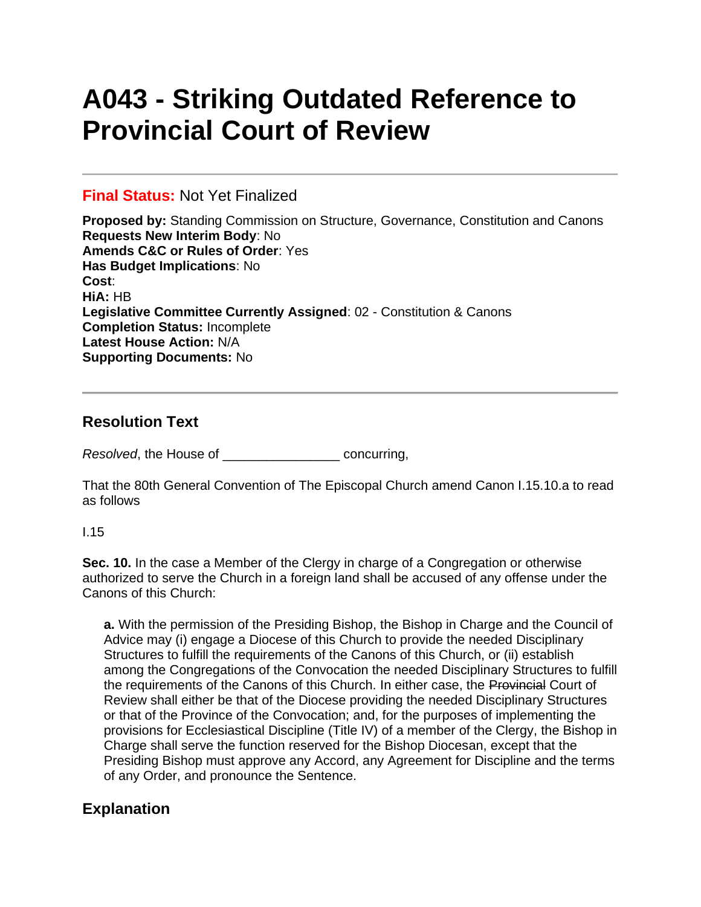# A043 - Striking Outdated Reference to Provincial Court of Review

---

**Final Status:** Not Yet Finalized

**Proposed by:** Standing Commission on Structure, Governance, Constitution and Canons
**Requests New Interim Body**: No
**Amends C&C or Rules of Order**: Yes
**Has Budget Implications**: No
**Cost**:
**HiA:** HB
**Legislative Committee Currently Assigned**: 02 - Constitution & Canons
**Completion Status:** Incomplete
**Latest House Action:** N/A
**Supporting Documents:** No

---

## Resolution Text

*Resolved*, the House of ________________ concurring,

That the 80th General Convention of The Episcopal Church amend Canon I.15.10.a to read as follows

I.15

**Sec. 10.** In the case a Member of the Clergy in charge of a Congregation or otherwise authorized to serve the Church in a foreign land shall be accused of any offense under the Canons of this Church:

> **a.** With the permission of the Presiding Bishop, the Bishop in Charge and the Council of Advice may (i) engage a Diocese of this Church to provide the needed Disciplinary Structures to fulfill the requirements of the Canons of this Church, or (ii) establish among the Congregations of the Convocation the needed Disciplinary Structures to fulfill the requirements of the Canons of this Church. In either case, the ~~Provincial~~ Court of Review shall either be that of the Diocese providing the needed Disciplinary Structures or that of the Province of the Convocation; and, for the purposes of implementing the provisions for Ecclesiastical Discipline (Title IV) of a member of the Clergy, the Bishop in Charge shall serve the function reserved for the Bishop Diocesan, except that the Presiding Bishop must approve any Accord, any Agreement for Discipline and the terms of any Order, and pronounce the Sentence.

## Explanation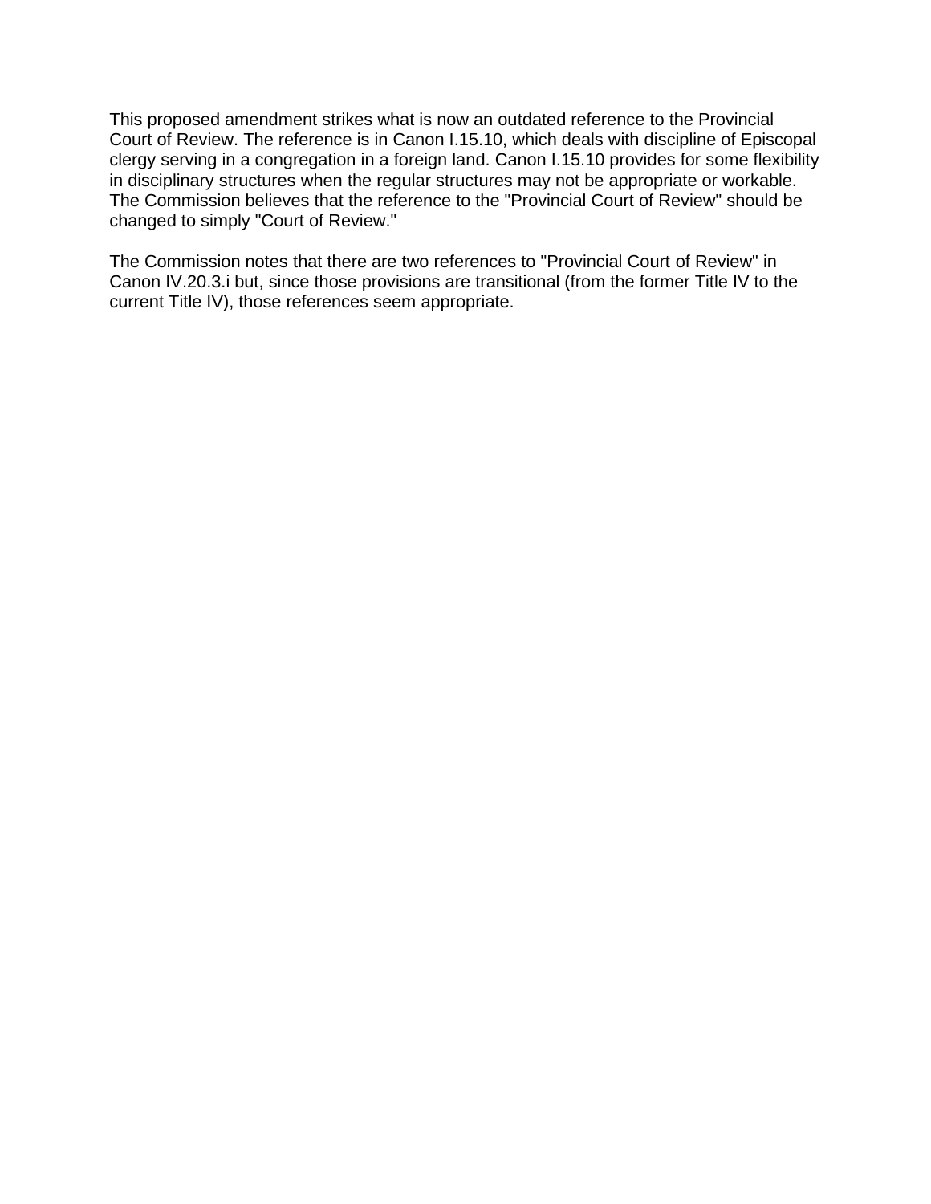This proposed amendment strikes what is now an outdated reference to the Provincial Court of Review. The reference is in Canon I.15.10, which deals with discipline of Episcopal clergy serving in a congregation in a foreign land. Canon I.15.10 provides for some flexibility in disciplinary structures when the regular structures may not be appropriate or workable. The Commission believes that the reference to the "Provincial Court of Review" should be changed to simply "Court of Review."

The Commission notes that there are two references to "Provincial Court of Review" in Canon IV.20.3.i but, since those provisions are transitional (from the former Title IV to the current Title IV), those references seem appropriate.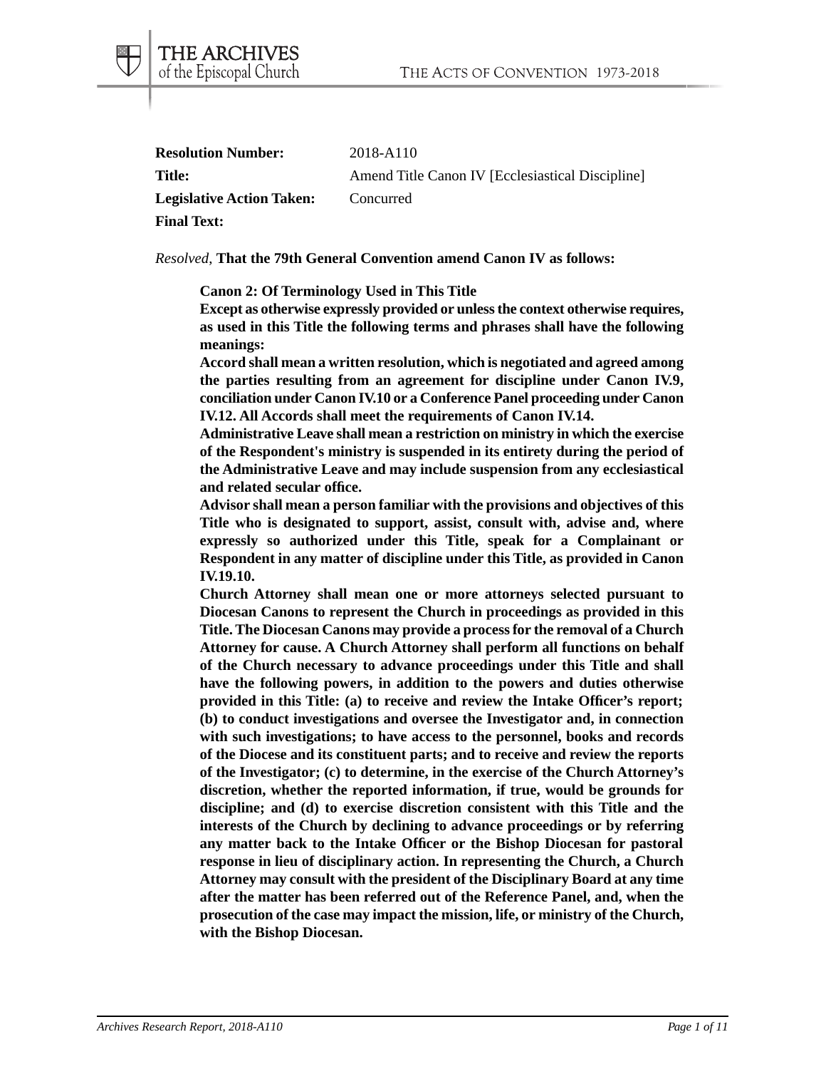| **Resolution Number:** | 2018-A110 |
|---|---|
| **Title:** | Amend Title Canon IV [Ecclesiastical Discipline] |
| **Legislative Action Taken:** | Concurred |
| **Final Text:** | |

*Resolved,* **That the 79th General Convention amend Canon IV as follows:**

> **Canon 2: Of Terminology Used in This Title**
>
> **Except as otherwise expressly provided or unless the context otherwise requires, as used in this Title the following terms and phrases shall have the following meanings:**
>
> **Accord shall mean a written resolution, which is negotiated and agreed among the parties resulting from an agreement for discipline under Canon IV.9, conciliation under Canon IV.10 or a Conference Panel proceeding under Canon IV.12. All Accords shall meet the requirements of Canon IV.14.**
>
> **Administrative Leave shall mean a restriction on ministry in which the exercise of the Respondent's ministry is suspended in its entirety during the period of the Administrative Leave and may include suspension from any ecclesiastical and related secular office.**
>
> **Advisor shall mean a person familiar with the provisions and objectives of this Title who is designated to support, assist, consult with, advise and, where expressly so authorized under this Title, speak for a Complainant or Respondent in any matter of discipline under this Title, as provided in Canon IV.19.10.**
>
> **Church Attorney shall mean one or more attorneys selected pursuant to Diocesan Canons to represent the Church in proceedings as provided in this Title. The Diocesan Canons may provide a process for the removal of a Church Attorney for cause. A Church Attorney shall perform all functions on behalf of the Church necessary to advance proceedings under this Title and shall have the following powers, in addition to the powers and duties otherwise provided in this Title: (a) to receive and review the Intake Officer's report; (b) to conduct investigations and oversee the Investigator and, in connection with such investigations; to have access to the personnel, books and records of the Diocese and its constituent parts; and to receive and review the reports of the Investigator; (c) to determine, in the exercise of the Church Attorney's discretion, whether the reported information, if true, would be grounds for discipline; and (d) to exercise discretion consistent with this Title and the interests of the Church by declining to advance proceedings or by referring any matter back to the Intake Officer or the Bishop Diocesan for pastoral response in lieu of disciplinary action. In representing the Church, a Church Attorney may consult with the president of the Disciplinary Board at any time after the matter has been referred out of the Reference Panel, and, when the prosecution of the case may impact the mission, life, or ministry of the Church, with the Bishop Diocesan.**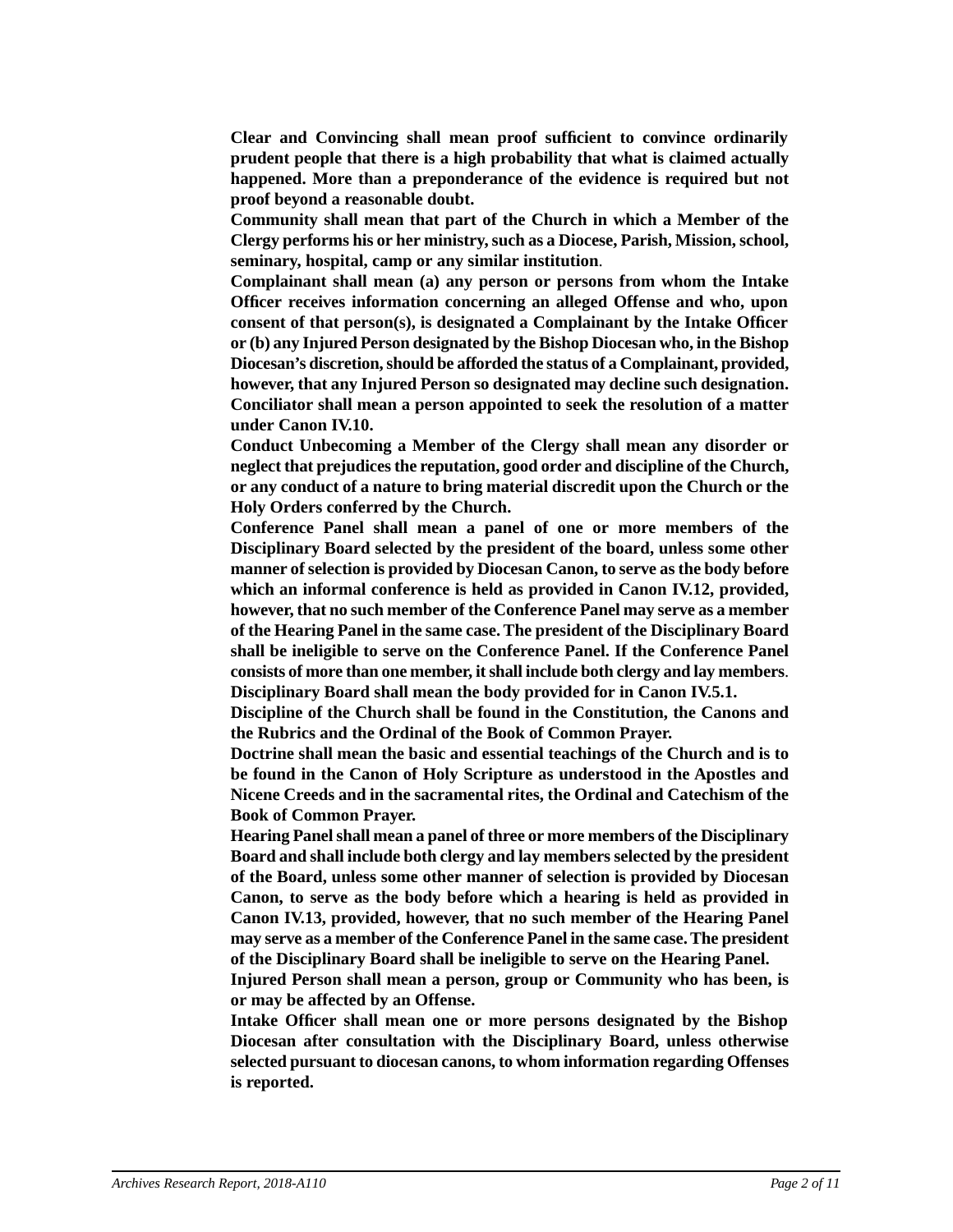**Clear and Convincing shall mean proof sufficient to convince ordinarily prudent people that there is a high probability that what is claimed actually happened. More than a preponderance of the evidence is required but not proof beyond a reasonable doubt.**

**Community shall mean that part of the Church in which a Member of the Clergy performs his or her ministry, such as a Diocese, Parish, Mission, school, seminary, hospital, camp or any similar institution**.

**Complainant shall mean (a) any person or persons from whom the Intake Officer receives information concerning an alleged Offense and who, upon consent of that person(s), is designated a Complainant by the Intake Officer or (b) any Injured Person designated by the Bishop Diocesan who, in the Bishop Diocesan's discretion, should be afforded the status of a Complainant, provided, however, that any Injured Person so designated may decline such designation.**

**Conciliator shall mean a person appointed to seek the resolution of a matter under Canon IV.10.**

**Conduct Unbecoming a Member of the Clergy shall mean any disorder or neglect that prejudices the reputation, good order and discipline of the Church, or any conduct of a nature to bring material discredit upon the Church or the Holy Orders conferred by the Church.**

**Conference Panel shall mean a panel of one or more members of the Disciplinary Board selected by the president of the board, unless some other manner of selection is provided by Diocesan Canon, to serve as the body before which an informal conference is held as provided in Canon IV.12, provided, however, that no such member of the Conference Panel may serve as a member of the Hearing Panel in the same case. The president of the Disciplinary Board shall be ineligible to serve on the Conference Panel. If the Conference Panel consists of more than one member, it shall include both clergy and lay members**.

**Disciplinary Board shall mean the body provided for in Canon IV.5.1.**

**Discipline of the Church shall be found in the Constitution, the Canons and the Rubrics and the Ordinal of the Book of Common Prayer.**

**Doctrine shall mean the basic and essential teachings of the Church and is to be found in the Canon of Holy Scripture as understood in the Apostles and Nicene Creeds and in the sacramental rites, the Ordinal and Catechism of the Book of Common Prayer.**

**Hearing Panel shall mean a panel of three or more members of the Disciplinary Board and shall include both clergy and lay members selected by the president of the Board, unless some other manner of selection is provided by Diocesan Canon, to serve as the body before which a hearing is held as provided in Canon IV.13, provided, however, that no such member of the Hearing Panel may serve as a member of the Conference Panel in the same case. The president of the Disciplinary Board shall be ineligible to serve on the Hearing Panel.**

**Injured Person shall mean a person, group or Community who has been, is or may be affected by an Offense.**

**Intake Officer shall mean one or more persons designated by the Bishop Diocesan after consultation with the Disciplinary Board, unless otherwise selected pursuant to diocesan canons, to whom information regarding Offenses is reported.**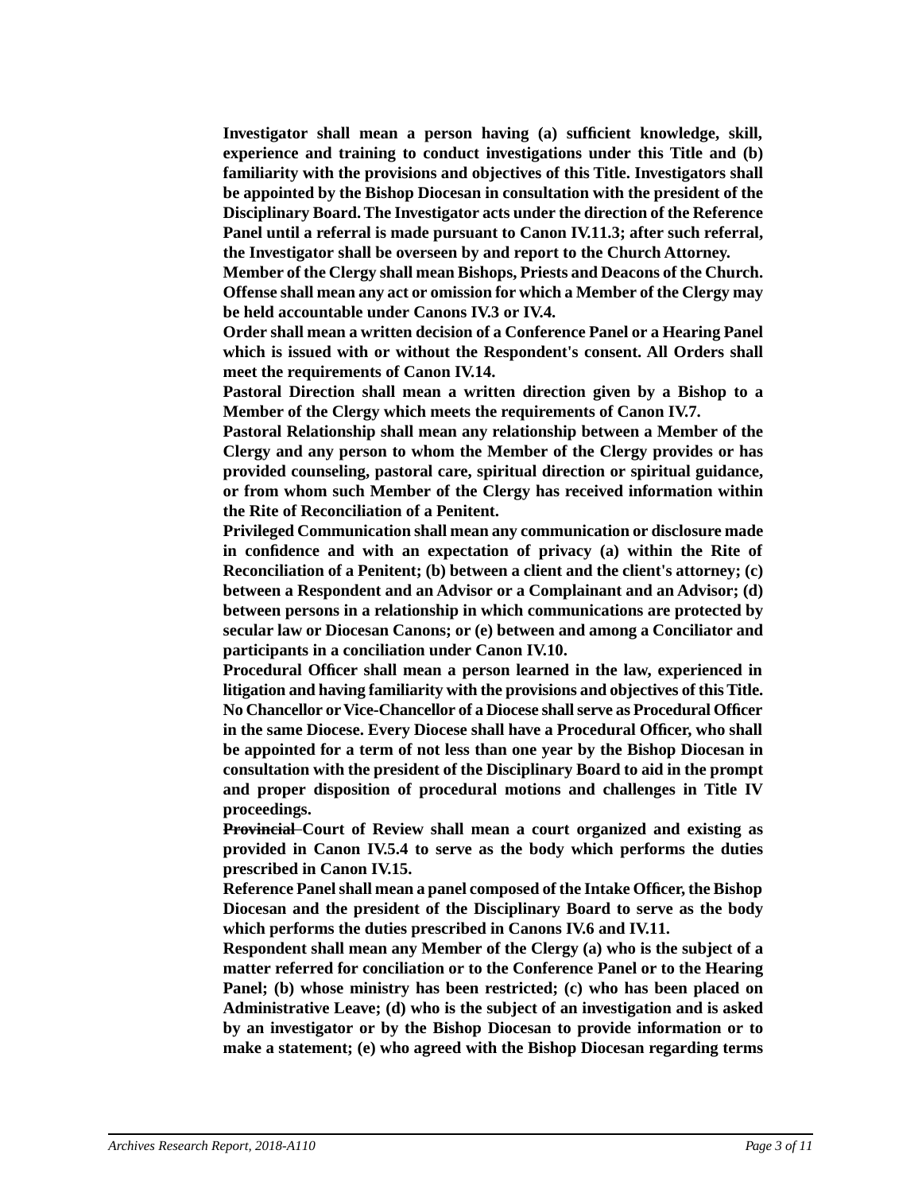**Investigator shall mean a person having (a) sufficient knowledge, skill, experience and training to conduct investigations under this Title and (b) familiarity with the provisions and objectives of this Title. Investigators shall be appointed by the Bishop Diocesan in consultation with the president of the Disciplinary Board. The Investigator acts under the direction of the Reference Panel until a referral is made pursuant to Canon IV.11.3; after such referral, the Investigator shall be overseen by and report to the Church Attorney.**

**Member of the Clergy shall mean Bishops, Priests and Deacons of the Church.**

**Offense shall mean any act or omission for which a Member of the Clergy may be held accountable under Canons IV.3 or IV.4.**

**Order shall mean a written decision of a Conference Panel or a Hearing Panel which is issued with or without the Respondent's consent. All Orders shall meet the requirements of Canon IV.14.**

**Pastoral Direction shall mean a written direction given by a Bishop to a Member of the Clergy which meets the requirements of Canon IV.7.**

**Pastoral Relationship shall mean any relationship between a Member of the Clergy and any person to whom the Member of the Clergy provides or has provided counseling, pastoral care, spiritual direction or spiritual guidance, or from whom such Member of the Clergy has received information within the Rite of Reconciliation of a Penitent.**

**Privileged Communication shall mean any communication or disclosure made in confidence and with an expectation of privacy (a) within the Rite of Reconciliation of a Penitent; (b) between a client and the client's attorney; (c) between a Respondent and an Advisor or a Complainant and an Advisor; (d) between persons in a relationship in which communications are protected by secular law or Diocesan Canons; or (e) between and among a Conciliator and participants in a conciliation under Canon IV.10.**

**Procedural Officer shall mean a person learned in the law, experienced in litigation and having familiarity with the provisions and objectives of this Title. No Chancellor or Vice-Chancellor of a Diocese shall serve as Procedural Officer in the same Diocese. Every Diocese shall have a Procedural Officer, who shall be appointed for a term of not less than one year by the Bishop Diocesan in consultation with the president of the Disciplinary Board to aid in the prompt and proper disposition of procedural motions and challenges in Title IV proceedings.**

**~~Provincial~~ Court of Review shall mean a court organized and existing as provided in Canon IV.5.4 to serve as the body which performs the duties prescribed in Canon IV.15.**

**Reference Panel shall mean a panel composed of the Intake Officer, the Bishop Diocesan and the president of the Disciplinary Board to serve as the body which performs the duties prescribed in Canons IV.6 and IV.11.**

**Respondent shall mean any Member of the Clergy (a) who is the subject of a matter referred for conciliation or to the Conference Panel or to the Hearing Panel; (b) whose ministry has been restricted; (c) who has been placed on Administrative Leave; (d) who is the subject of an investigation and is asked by an investigator or by the Bishop Diocesan to provide information or to make a statement; (e) who agreed with the Bishop Diocesan regarding terms**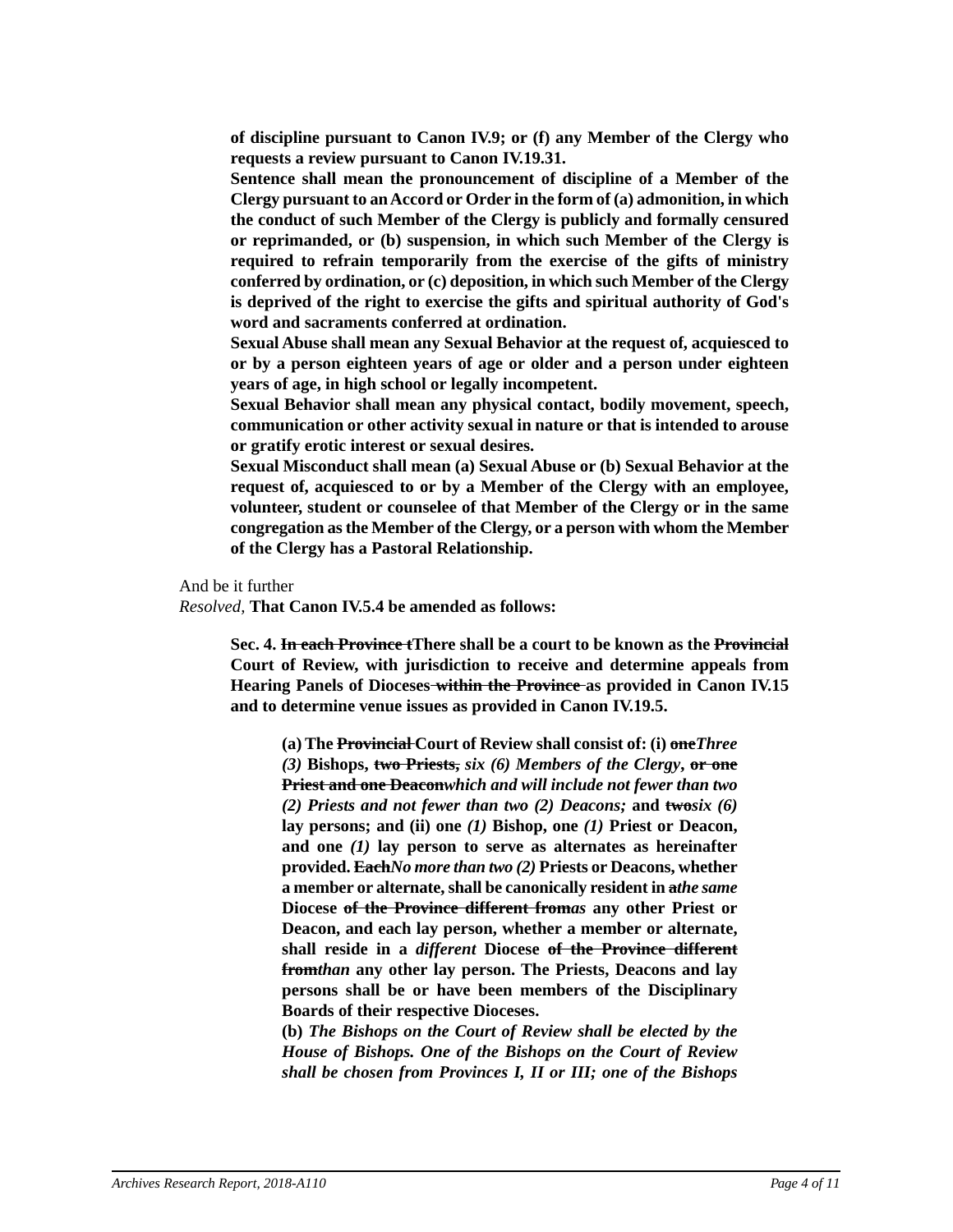**of discipline pursuant to Canon IV.9; or (f) any Member of the Clergy who requests a review pursuant to Canon IV.19.31.**

**Sentence shall mean the pronouncement of discipline of a Member of the Clergy pursuant to an Accord or Order in the form of (a) admonition, in which the conduct of such Member of the Clergy is publicly and formally censured or reprimanded, or (b) suspension, in which such Member of the Clergy is required to refrain temporarily from the exercise of the gifts of ministry conferred by ordination, or (c) deposition, in which such Member of the Clergy is deprived of the right to exercise the gifts and spiritual authority of God's word and sacraments conferred at ordination.**

**Sexual Abuse shall mean any Sexual Behavior at the request of, acquiesced to or by a person eighteen years of age or older and a person under eighteen years of age, in high school or legally incompetent.**

**Sexual Behavior shall mean any physical contact, bodily movement, speech, communication or other activity sexual in nature or that is intended to arouse or gratify erotic interest or sexual desires.**

**Sexual Misconduct shall mean (a) Sexual Abuse or (b) Sexual Behavior at the request of, acquiesced to or by a Member of the Clergy with an employee, volunteer, student or counselee of that Member of the Clergy or in the same congregation as the Member of the Clergy, or a person with whom the Member of the Clergy has a Pastoral Relationship.**

And be it further

*Resolved,* **That Canon IV.5.4 be amended as follows:**

> **Sec. 4. ~~In each Province t~~There shall be a court to be known as the ~~Provincial~~ Court of Review, with jurisdiction to receive and determine appeals from Hearing Panels of Dioceses ~~within the Province~~ as provided in Canon IV.15 and to determine venue issues as provided in Canon IV.19.5.**
>
> > **(a) The ~~Provincial~~ Court of Review shall consist of: (i) ~~one~~*Three (3)* Bishops, ~~two Priests,~~ *six (6) Members of the Clergy*, ~~or one Priest and one Deacon~~*which and will include not fewer than two (2) Priests and not fewer than two (2) Deacons;* and ~~two~~*six (6)* lay persons; and (ii) one *(1)* Bishop, one *(1)* Priest or Deacon, and one *(1)* lay person to serve as alternates as hereinafter provided. ~~Each~~*No more than two (2)* Priests or Deacons, whether a member or alternate, shall be canonically resident in ~~a~~*the same* Diocese ~~of the Province different from~~*as* any other Priest or Deacon, and each lay person, whether a member or alternate, shall reside in a *different* Diocese ~~of the Province different from~~*than* any other lay person. The Priests, Deacons and lay persons shall be or have been members of the Disciplinary Boards of their respective Dioceses.**
> >
> > **(b)** ***The Bishops on the Court of Review shall be elected by the House of Bishops. One of the Bishops on the Court of Review shall be chosen from Provinces I, II or III; one of the Bishops***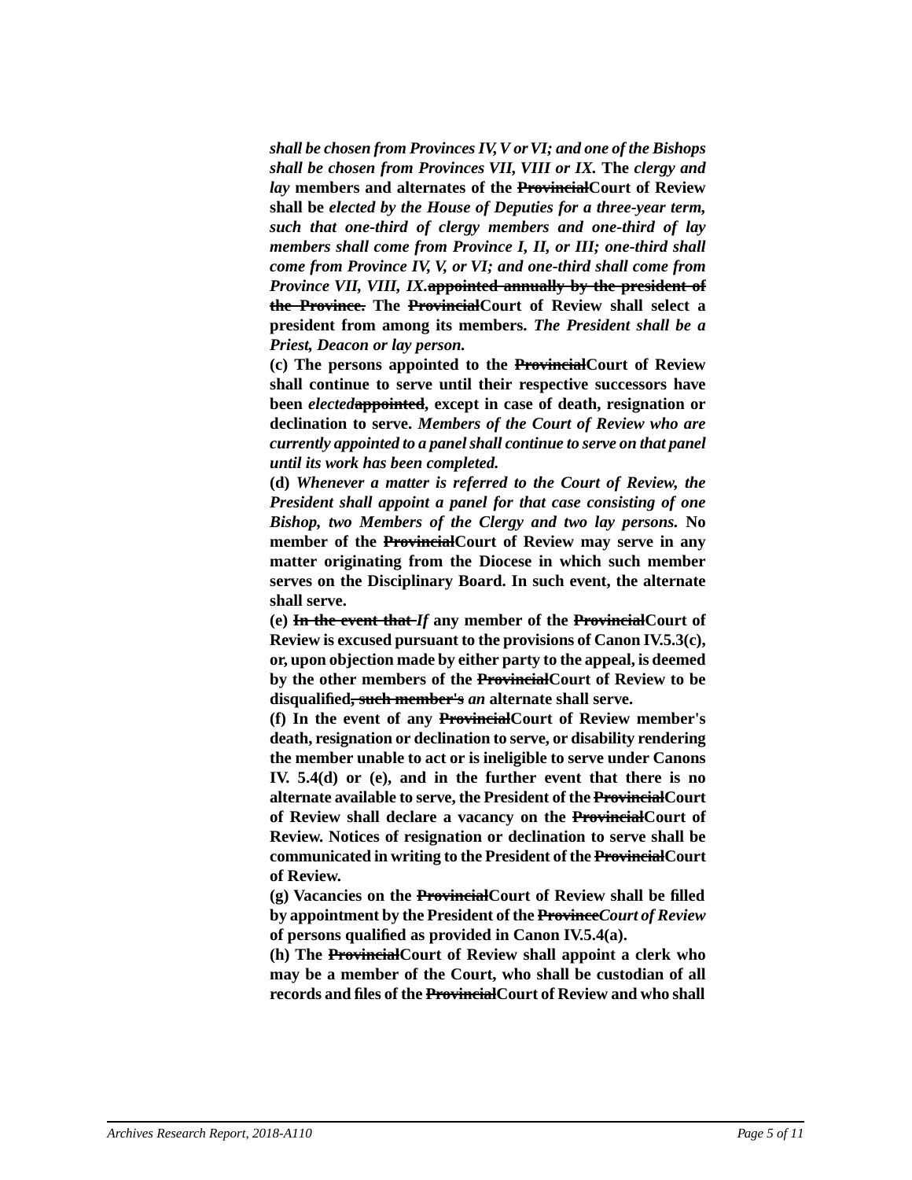***shall be chosen from Provinces IV, V or VI; and one of the Bishops shall be chosen from Provinces VII, VIII or IX.*** **The** ***clergy and lay*** **members and alternates of the ~~Provincial~~Court of Review shall be** ***elected by the House of Deputies for a three-year term, such that one-third of clergy members and one-third of lay members shall come from Province I, II, or III; one-third shall come from Province IV, V, or VI; and one-third shall come from Province VII, VIII, IX.*****~~appointed annually by the president of the Province.~~ The ~~Provincial~~Court of Review shall select a president from among its members.** ***The President shall be a Priest, Deacon or lay person.***

**(c) The persons appointed to the ~~Provincial~~Court of Review shall continue to serve until their respective successors have been** ***elected*****~~appointed~~, except in case of death, resignation or declination to serve.** ***Members of the Court of Review who are currently appointed to a panel shall continue to serve on that panel until its work has been completed.***

**(d)** ***Whenever a matter is referred to the Court of Review, the President shall appoint a panel for that case consisting of one Bishop, two Members of the Clergy and two lay persons.*** **No member of the ~~Provincial~~Court of Review may serve in any matter originating from the Diocese in which such member serves on the Disciplinary Board. In such event, the alternate shall serve.**

**(e) ~~In the event that~~** ***If*** **any member of the ~~Provincial~~Court of Review is excused pursuant to the provisions of Canon IV.5.3(c), or, upon objection made by either party to the appeal, is deemed by the other members of the ~~Provincial~~Court of Review to be disqualified~~, such member's~~** ***an*** **alternate shall serve.**

**(f) In the event of any ~~Provincial~~Court of Review member's death, resignation or declination to serve, or disability rendering the member unable to act or is ineligible to serve under Canons IV. 5.4(d) or (e), and in the further event that there is no alternate available to serve, the President of the ~~Provincial~~Court of Review shall declare a vacancy on the ~~Provincial~~Court of Review. Notices of resignation or declination to serve shall be communicated in writing to the President of the ~~Provincial~~Court of Review.**

**(g) Vacancies on the ~~Provincial~~Court of Review shall be filled by appointment by the President of the ~~Province~~*****Court of Review*** **of persons qualified as provided in Canon IV.5.4(a).**

**(h) The ~~Provincial~~Court of Review shall appoint a clerk who may be a member of the Court, who shall be custodian of all records and files of the ~~Provincial~~Court of Review and who shall**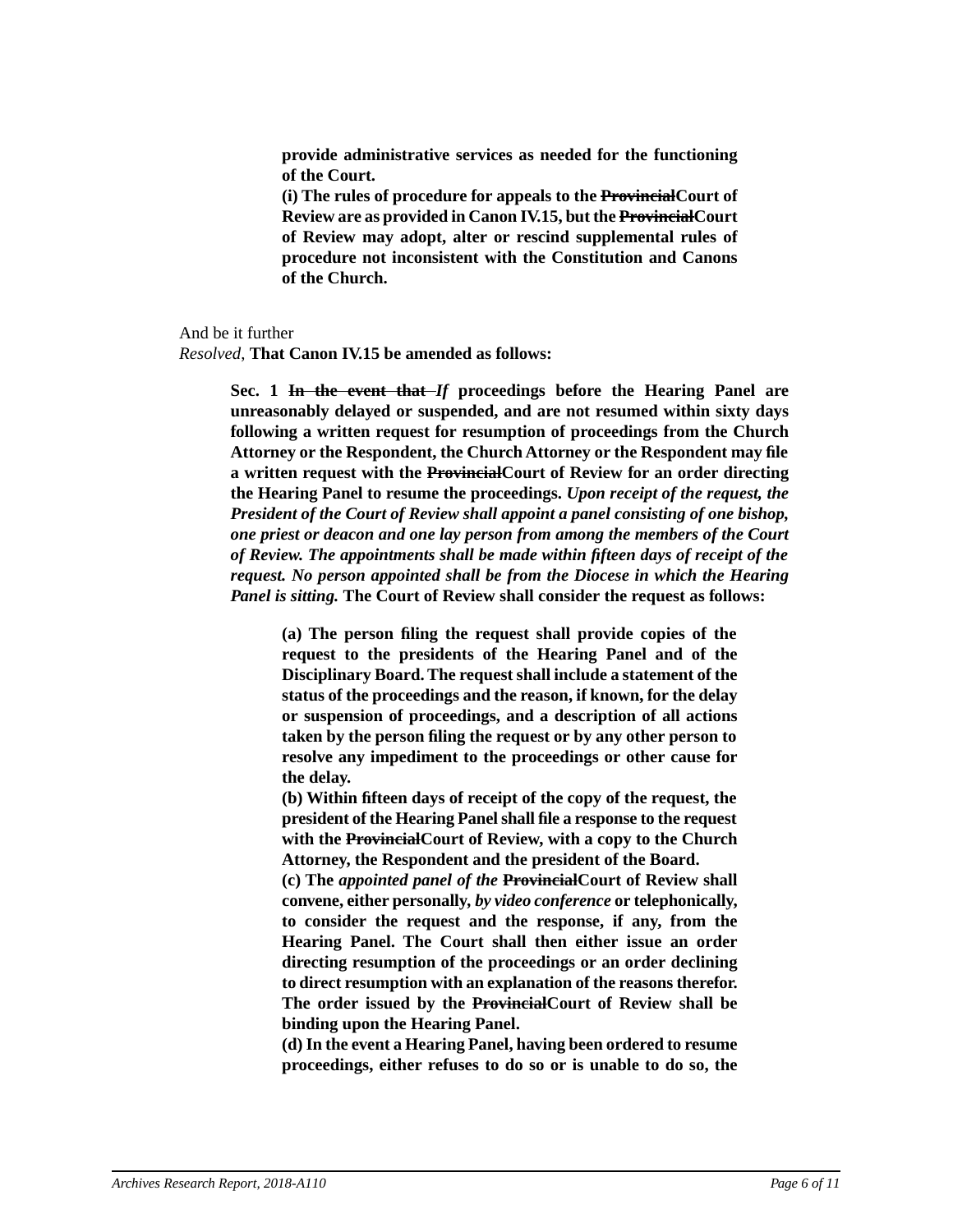**provide administrative services as needed for the functioning of the Court.**

**(i) The rules of procedure for appeals to the ~~Provincial~~Court of Review are as provided in Canon IV.15, but the ~~Provincial~~Court of Review may adopt, alter or rescind supplemental rules of procedure not inconsistent with the Constitution and Canons of the Church.**

And be it further

*Resolved,* **That Canon IV.15 be amended as follows:**

**Sec. 1 ~~In the event that~~ *If* proceedings before the Hearing Panel are unreasonably delayed or suspended, and are not resumed within sixty days following a written request for resumption of proceedings from the Church Attorney or the Respondent, the Church Attorney or the Respondent may file a written request with the ~~Provincial~~Court of Review for an order directing the Hearing Panel to resume the proceedings. *Upon receipt of the request, the President of the Court of Review shall appoint a panel consisting of one bishop, one priest or deacon and one lay person from among the members of the Court of Review. The appointments shall be made within fifteen days of receipt of the request. No person appointed shall be from the Diocese in which the Hearing Panel is sitting.* The Court of Review shall consider the request as follows:**

**(a) The person filing the request shall provide copies of the request to the presidents of the Hearing Panel and of the Disciplinary Board. The request shall include a statement of the status of the proceedings and the reason, if known, for the delay or suspension of proceedings, and a description of all actions taken by the person filing the request or by any other person to resolve any impediment to the proceedings or other cause for the delay.**

**(b) Within fifteen days of receipt of the copy of the request, the president of the Hearing Panel shall file a response to the request with the ~~Provincial~~Court of Review, with a copy to the Church Attorney, the Respondent and the president of the Board.**

**(c) The *appointed panel of the* ~~Provincial~~Court of Review shall convene, either personally, *by video conference* or telephonically, to consider the request and the response, if any, from the Hearing Panel. The Court shall then either issue an order directing resumption of the proceedings or an order declining to direct resumption with an explanation of the reasons therefor. The order issued by the ~~Provincial~~Court of Review shall be binding upon the Hearing Panel.**

**(d) In the event a Hearing Panel, having been ordered to resume proceedings, either refuses to do so or is unable to do so, the**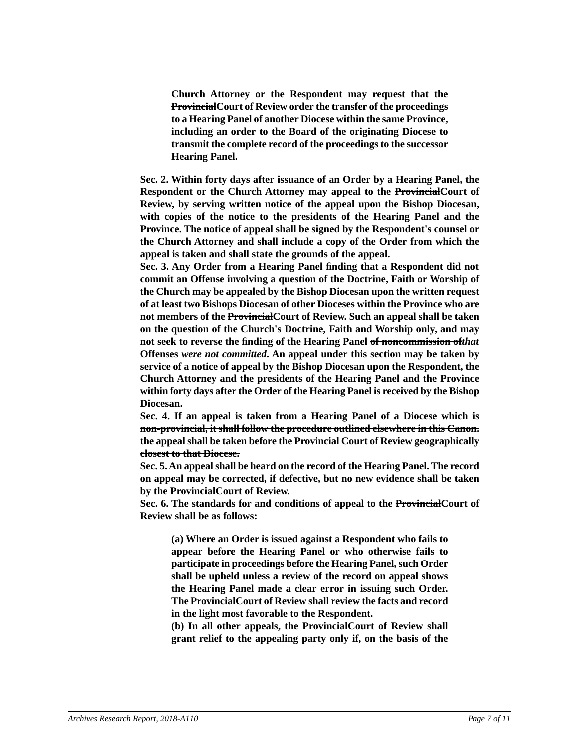**Church Attorney or the Respondent may request that the ~~Provincial~~Court of Review order the transfer of the proceedings to a Hearing Panel of another Diocese within the same Province, including an order to the Board of the originating Diocese to transmit the complete record of the proceedings to the successor Hearing Panel.**

**Sec. 2. Within forty days after issuance of an Order by a Hearing Panel, the Respondent or the Church Attorney may appeal to the ~~Provincial~~Court of Review, by serving written notice of the appeal upon the Bishop Diocesan, with copies of the notice to the presidents of the Hearing Panel and the Province. The notice of appeal shall be signed by the Respondent's counsel or the Church Attorney and shall include a copy of the Order from which the appeal is taken and shall state the grounds of the appeal.**

**Sec. 3. Any Order from a Hearing Panel finding that a Respondent did not commit an Offense involving a question of the Doctrine, Faith or Worship of the Church may be appealed by the Bishop Diocesan upon the written request of at least two Bishops Diocesan of other Dioceses within the Province who are not members of the ~~Provincial~~Court of Review. Such an appeal shall be taken on the question of the Church's Doctrine, Faith and Worship only, and may not seek to reverse the finding of the Hearing Panel ~~of noncommission of~~*that* Offenses *were not committed*. An appeal under this section may be taken by service of a notice of appeal by the Bishop Diocesan upon the Respondent, the Church Attorney and the presidents of the Hearing Panel and the Province within forty days after the Order of the Hearing Panel is received by the Bishop Diocesan.**

~~**Sec. 4. If an appeal is taken from a Hearing Panel of a Diocese which is non-provincial, it shall follow the procedure outlined elsewhere in this Canon. the appeal shall be taken before the Provincial Court of Review geographically closest to that Diocese.**~~

**Sec. 5. An appeal shall be heard on the record of the Hearing Panel. The record on appeal may be corrected, if defective, but no new evidence shall be taken by the ~~Provincial~~Court of Review.**

**Sec. 6. The standards for and conditions of appeal to the ~~Provincial~~Court of Review shall be as follows:**

**(a) Where an Order is issued against a Respondent who fails to appear before the Hearing Panel or who otherwise fails to participate in proceedings before the Hearing Panel, such Order shall be upheld unless a review of the record on appeal shows the Hearing Panel made a clear error in issuing such Order. The ~~Provincial~~Court of Review shall review the facts and record in the light most favorable to the Respondent.**

**(b) In all other appeals, the ~~Provincial~~Court of Review shall grant relief to the appealing party only if, on the basis of the**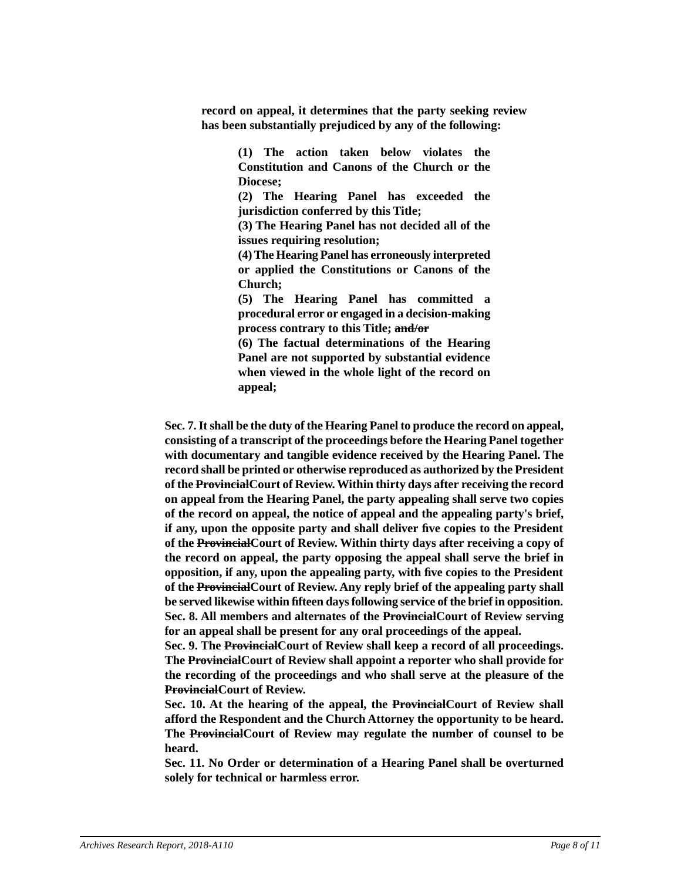**record on appeal, it determines that the party seeking review has been substantially prejudiced by any of the following:**

> **(1) The action taken below violates the Constitution and Canons of the Church or the Diocese;**
>
> **(2) The Hearing Panel has exceeded the jurisdiction conferred by this Title;**
>
> **(3) The Hearing Panel has not decided all of the issues requiring resolution;**
>
> **(4) The Hearing Panel has erroneously interpreted or applied the Constitutions or Canons of the Church;**
>
> **(5) The Hearing Panel has committed a procedural error or engaged in a decision-making process contrary to this Title; ~~and/or~~**
>
> **(6) The factual determinations of the Hearing Panel are not supported by substantial evidence when viewed in the whole light of the record on appeal;**

**Sec. 7. It shall be the duty of the Hearing Panel to produce the record on appeal, consisting of a transcript of the proceedings before the Hearing Panel together with documentary and tangible evidence received by the Hearing Panel. The record shall be printed or otherwise reproduced as authorized by the President of the ~~Provincial~~Court of Review. Within thirty days after receiving the record on appeal from the Hearing Panel, the party appealing shall serve two copies of the record on appeal, the notice of appeal and the appealing party's brief, if any, upon the opposite party and shall deliver five copies to the President of the ~~Provincial~~Court of Review. Within thirty days after receiving a copy of the record on appeal, the party opposing the appeal shall serve the brief in opposition, if any, upon the appealing party, with five copies to the President of the ~~Provincial~~Court of Review. Any reply brief of the appealing party shall be served likewise within fifteen days following service of the brief in opposition.**

**Sec. 8. All members and alternates of the ~~Provincial~~Court of Review serving for an appeal shall be present for any oral proceedings of the appeal.**

**Sec. 9. The ~~Provincial~~Court of Review shall keep a record of all proceedings. The ~~Provincial~~Court of Review shall appoint a reporter who shall provide for the recording of the proceedings and who shall serve at the pleasure of the ~~Provincial~~Court of Review.**

**Sec. 10. At the hearing of the appeal, the ~~Provincial~~Court of Review shall afford the Respondent and the Church Attorney the opportunity to be heard. The ~~Provincial~~Court of Review may regulate the number of counsel to be heard.**

**Sec. 11. No Order or determination of a Hearing Panel shall be overturned solely for technical or harmless error.**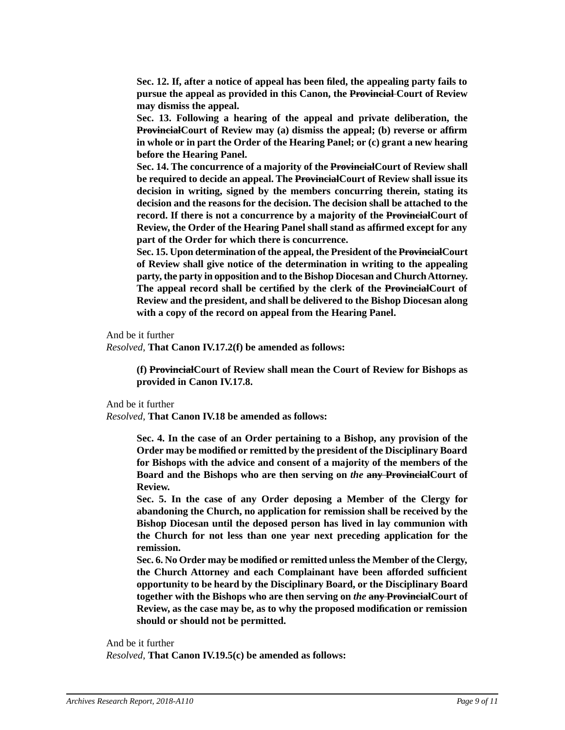**Sec. 12. If, after a notice of appeal has been filed, the appealing party fails to pursue the appeal as provided in this Canon, the ~~Provincial~~ Court of Review may dismiss the appeal.**

**Sec. 13. Following a hearing of the appeal and private deliberation, the ~~Provincial~~Court of Review may (a) dismiss the appeal; (b) reverse or affirm in whole or in part the Order of the Hearing Panel; or (c) grant a new hearing before the Hearing Panel.**

**Sec. 14. The concurrence of a majority of the ~~Provincial~~Court of Review shall be required to decide an appeal. The ~~Provincial~~Court of Review shall issue its decision in writing, signed by the members concurring therein, stating its decision and the reasons for the decision. The decision shall be attached to the record. If there is not a concurrence by a majority of the ~~Provincial~~Court of Review, the Order of the Hearing Panel shall stand as affirmed except for any part of the Order for which there is concurrence.**

**Sec. 15. Upon determination of the appeal, the President of the ~~Provincial~~Court of Review shall give notice of the determination in writing to the appealing party, the party in opposition and to the Bishop Diocesan and Church Attorney. The appeal record shall be certified by the clerk of the ~~Provincial~~Court of Review and the president, and shall be delivered to the Bishop Diocesan along with a copy of the record on appeal from the Hearing Panel.**

And be it further
*Resolved,* **That Canon IV.17.2(f) be amended as follows:**

**(f) ~~Provincial~~Court of Review shall mean the Court of Review for Bishops as provided in Canon IV.17.8.**

And be it further
*Resolved,* **That Canon IV.18 be amended as follows:**

**Sec. 4. In the case of an Order pertaining to a Bishop, any provision of the Order may be modified or remitted by the president of the Disciplinary Board for Bishops with the advice and consent of a majority of the members of the Board and the Bishops who are then serving on *the* ~~any Provincial~~Court of Review.**

**Sec. 5. In the case of any Order deposing a Member of the Clergy for abandoning the Church, no application for remission shall be received by the Bishop Diocesan until the deposed person has lived in lay communion with the Church for not less than one year next preceding application for the remission.**

**Sec. 6. No Order may be modified or remitted unless the Member of the Clergy, the Church Attorney and each Complainant have been afforded sufficient opportunity to be heard by the Disciplinary Board, or the Disciplinary Board together with the Bishops who are then serving on *the* ~~any Provincial~~Court of Review, as the case may be, as to why the proposed modification or remission should or should not be permitted.**

And be it further
*Resolved,* **That Canon IV.19.5(c) be amended as follows:**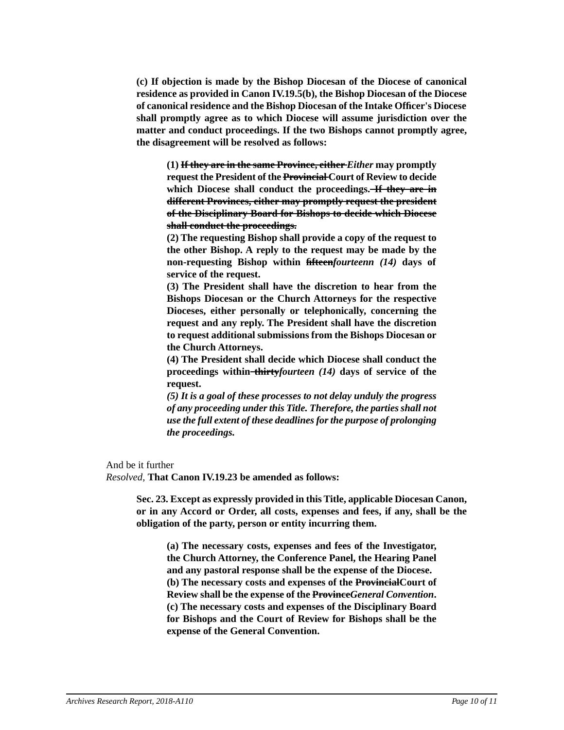**(c) If objection is made by the Bishop Diocesan of the Diocese of canonical residence as provided in Canon IV.19.5(b), the Bishop Diocesan of the Diocese of canonical residence and the Bishop Diocesan of the Intake Officer's Diocese shall promptly agree as to which Diocese will assume jurisdiction over the matter and conduct proceedings. If the two Bishops cannot promptly agree, the disagreement will be resolved as follows:**

> **(1) ~~If they are in the same Province, either~~ *Either* may promptly request the President of the ~~Provincial~~ Court of Review to decide which Diocese shall conduct the proceedings. ~~If they are in different Provinces, either may promptly request the president of the Disciplinary Board for Bishops to decide which Diocese shall conduct the proceedings.~~**
>
> **(2) The requesting Bishop shall provide a copy of the request to the other Bishop. A reply to the request may be made by the non-requesting Bishop within ~~fifteen~~*fourteenn (14)* days of service of the request.**
>
> **(3) The President shall have the discretion to hear from the Bishops Diocesan or the Church Attorneys for the respective Dioceses, either personally or telephonically, concerning the request and any reply. The President shall have the discretion to request additional submissions from the Bishops Diocesan or the Church Attorneys.**
>
> **(4) The President shall decide which Diocese shall conduct the proceedings within ~~thirty~~*fourteen (14)* days of service of the request.**
>
> ***(5) It is a goal of these processes to not delay unduly the progress of any proceeding under this Title. Therefore, the parties shall not use the full extent of these deadlines for the purpose of prolonging the proceedings.***

And be it further

*Resolved,* **That Canon IV.19.23 be amended as follows:**

> **Sec. 23. Except as expressly provided in this Title, applicable Diocesan Canon, or in any Accord or Order, all costs, expenses and fees, if any, shall be the obligation of the party, person or entity incurring them.**
>
> > **(a) The necessary costs, expenses and fees of the Investigator, the Church Attorney, the Conference Panel, the Hearing Panel and any pastoral response shall be the expense of the Diocese.**
> >
> > **(b) The necessary costs and expenses of the ~~Provincial~~Court of Review shall be the expense of the ~~Province~~*General Convention*.**
> >
> > **(c) The necessary costs and expenses of the Disciplinary Board for Bishops and the Court of Review for Bishops shall be the expense of the General Convention.**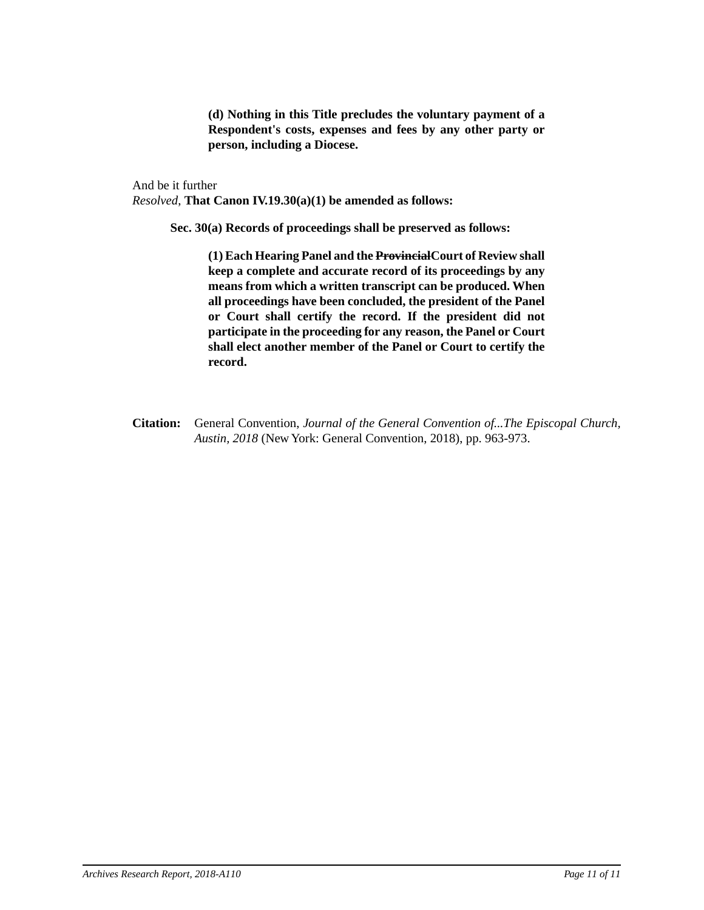**(d) Nothing in this Title precludes the voluntary payment of a Respondent's costs, expenses and fees by any other party or person, including a Diocese.**

And be it further
*Resolved*, **That Canon IV.19.30(a)(1) be amended as follows:**

**Sec. 30(a) Records of proceedings shall be preserved as follows:**

**(1) Each Hearing Panel and the ~~Provincial~~Court of Review shall keep a complete and accurate record of its proceedings by any means from which a written transcript can be produced. When all proceedings have been concluded, the president of the Panel or Court shall certify the record. If the president did not participate in the proceeding for any reason, the Panel or Court shall elect another member of the Panel or Court to certify the record.**

**Citation:** General Convention, *Journal of the General Convention of...The Episcopal Church, Austin, 2018* (New York: General Convention, 2018), pp. 963-973.